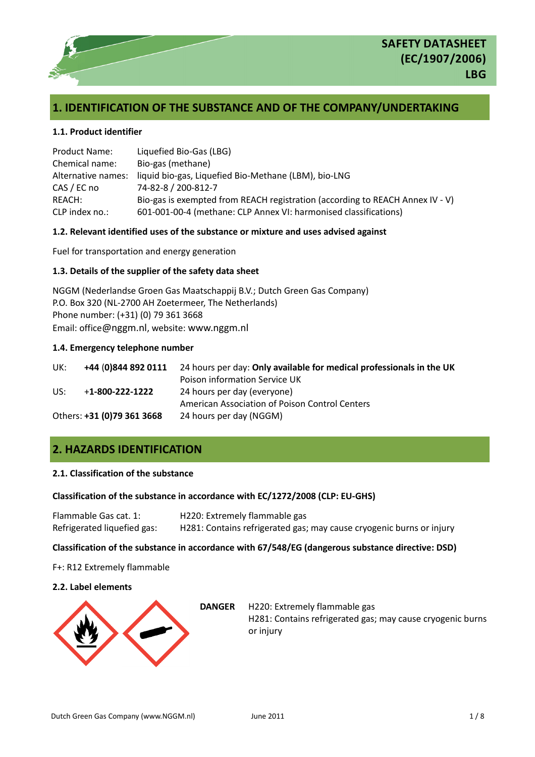# SAFETY DATASHEET (EC/1907/2006) LBG

## 1. IDENTIFICATION OF THE SUBSTANCE AND OF THE COMPANY/UNDERTAKING

### 1.1. Product identifier

| | |
|---|---|
| Product Name: | Liquefied Bio-Gas (LBG) |
| Chemical name: | Bio-gas (methane) |
| Alternative names: | liquid bio-gas, Liquefied Bio-Methane (LBM), bio-LNG |
| CAS / EC no | 74-82-8 / 200-812-7 |
| REACH: | Bio-gas is exempted from REACH registration (according to REACH Annex IV - V) |
| CLP index no.: | 601-001-00-4 (methane: CLP Annex VI: harmonised classifications) |

### 1.2. Relevant identified uses of the substance or mixture and uses advised against

Fuel for transportation and energy generation

### 1.3. Details of the supplier of the safety data sheet

NGGM (Nederlandse Groen Gas Maatschappij B.V.; Dutch Green Gas Company)
P.O. Box 320 (NL-2700 AH Zoetermeer, The Netherlands)
Phone number: (+31) (0) 79 361 3668
Email: office@nggm.nl, website: www.nggm.nl

### 1.4. Emergency telephone number

| | | |
|---|---|---|
| UK: | **+44 (0)844 892 0111** | 24 hours per day: **Only available for medical professionals in the UK** Poison information Service UK |
| US: | **+1-800-222-1222** | 24 hours per day (everyone) American Association of Poison Control Centers |
| Others: | **+31 (0)79 361 3668** | 24 hours per day (NGGM) |

## 2. HAZARDS IDENTIFICATION

### 2.1. Classification of the substance

**Classification of the substance in accordance with EC/1272/2008 (CLP: EU-GHS)**

| | |
|---|---|
| Flammable Gas cat. 1: | H220: Extremely flammable gas |
| Refrigerated liquefied gas: | H281: Contains refrigerated gas; may cause cryogenic burns or injury |

**Classification of the substance in accordance with 67/548/EG (dangerous substance directive: DSD)**

F+: R12 Extremely flammable

### 2.2. Label elements

**DANGER**

H220: Extremely flammable gas
H281: Contains refrigerated gas; may cause cryogenic burns or injury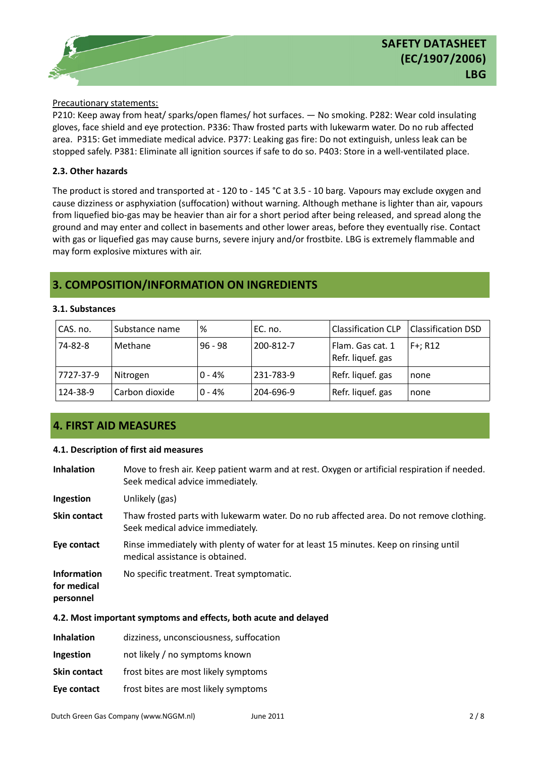Precautionary statements:

P210: Keep away from heat/ sparks/open flames/ hot surfaces. — No smoking. P282: Wear cold insulating gloves, face shield and eye protection. P336: Thaw frosted parts with lukewarm water. Do no rub affected area. P315: Get immediate medical advice. P377: Leaking gas fire: Do not extinguish, unless leak can be stopped safely. P381: Eliminate all ignition sources if safe to do so. P403: Store in a well-ventilated place.

### 2.3. Other hazards

The product is stored and transported at - 120 to - 145 °C at 3.5 - 10 barg. Vapours may exclude oxygen and cause dizziness or asphyxiation (suffocation) without warning. Although methane is lighter than air, vapours from liquefied bio-gas may be heavier than air for a short period after being released, and spread along the ground and may enter and collect in basements and other lower areas, before they eventually rise. Contact with gas or liquefied gas may cause burns, severe injury and/or frostbite. LBG is extremely flammable and may form explosive mixtures with air.

## 3. COMPOSITION/INFORMATION ON INGREDIENTS

### 3.1. Substances

| CAS. no. | Substance name | % | EC. no. | Classification CLP | Classification DSD |
|---|---|---|---|---|---|
| 74-82-8 | Methane | 96 - 98 | 200-812-7 | Flam. Gas cat. 1 Refr. liquef. gas | F+; R12 |
| 7727-37-9 | Nitrogen | 0 - 4% | 231-783-9 | Refr. liquef. gas | none |
| 124-38-9 | Carbon dioxide | 0 - 4% | 204-696-9 | Refr. liquef. gas | none |

## 4. FIRST AID MEASURES

### 4.1. Description of first aid measures

**Inhalation** Move to fresh air. Keep patient warm and at rest. Oxygen or artificial respiration if needed. Seek medical advice immediately.

**Ingestion** Unlikely (gas)

**Skin contact** Thaw frosted parts with lukewarm water. Do no rub affected area. Do not remove clothing. Seek medical advice immediately.

**Eye contact** Rinse immediately with plenty of water for at least 15 minutes. Keep on rinsing until medical assistance is obtained.

**Information for medical personnel** No specific treatment. Treat symptomatic.

### 4.2. Most important symptoms and effects, both acute and delayed

**Inhalation** dizziness, unconsciousness, suffocation

**Ingestion** not likely / no symptoms known

**Skin contact** frost bites are most likely symptoms

**Eye contact** frost bites are most likely symptoms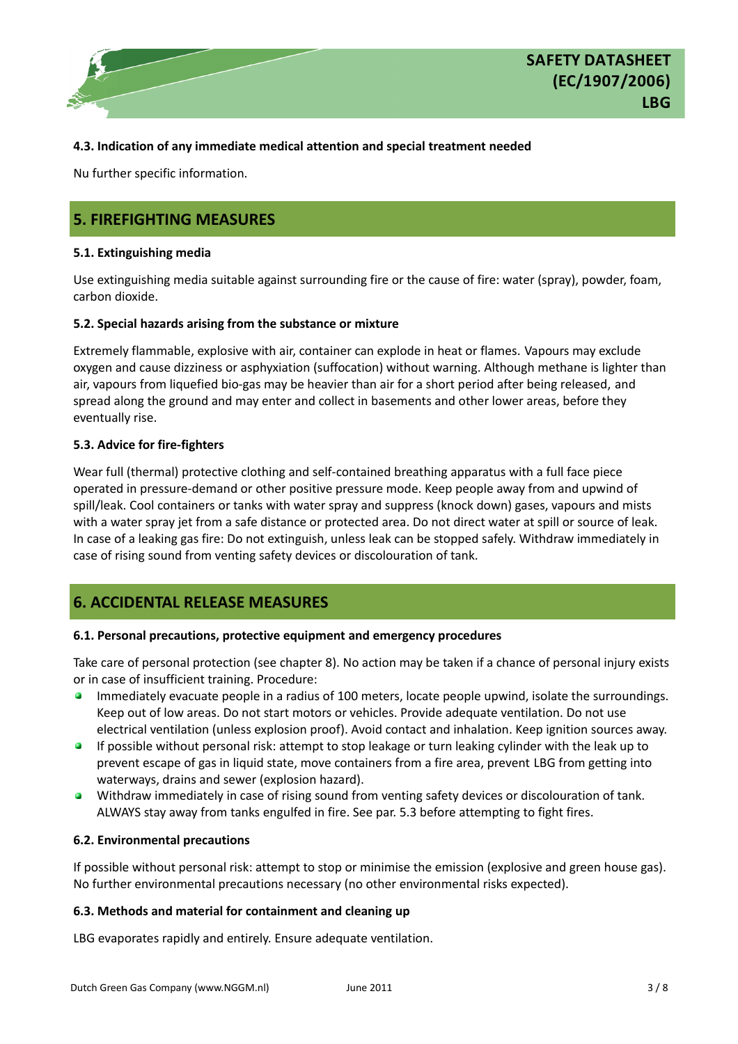#### 4.3. Indication of any immediate medical attention and special treatment needed

Nu further specific information.

## 5. FIREFIGHTING MEASURES

#### 5.1. Extinguishing media

Use extinguishing media suitable against surrounding fire or the cause of fire: water (spray), powder, foam, carbon dioxide.

#### 5.2. Special hazards arising from the substance or mixture

Extremely flammable, explosive with air, container can explode in heat or flames. Vapours may exclude oxygen and cause dizziness or asphyxiation (suffocation) without warning. Although methane is lighter than air, vapours from liquefied bio-gas may be heavier than air for a short period after being released, and spread along the ground and may enter and collect in basements and other lower areas, before they eventually rise.

#### 5.3. Advice for fire-fighters

Wear full (thermal) protective clothing and self-contained breathing apparatus with a full face piece operated in pressure-demand or other positive pressure mode. Keep people away from and upwind of spill/leak. Cool containers or tanks with water spray and suppress (knock down) gases, vapours and mists with a water spray jet from a safe distance or protected area. Do not direct water at spill or source of leak. In case of a leaking gas fire: Do not extinguish, unless leak can be stopped safely. Withdraw immediately in case of rising sound from venting safety devices or discolouration of tank.

## 6. ACCIDENTAL RELEASE MEASURES

#### 6.1. Personal precautions, protective equipment and emergency procedures

Take care of personal protection (see chapter 8). No action may be taken if a chance of personal injury exists or in case of insufficient training. Procedure:

- Immediately evacuate people in a radius of 100 meters, locate people upwind, isolate the surroundings. Keep out of low areas. Do not start motors or vehicles. Provide adequate ventilation. Do not use electrical ventilation (unless explosion proof). Avoid contact and inhalation. Keep ignition sources away.
- If possible without personal risk: attempt to stop leakage or turn leaking cylinder with the leak up to prevent escape of gas in liquid state, move containers from a fire area, prevent LBG from getting into waterways, drains and sewer (explosion hazard).
- Withdraw immediately in case of rising sound from venting safety devices or discolouration of tank. ALWAYS stay away from tanks engulfed in fire. See par. 5.3 before attempting to fight fires.

#### 6.2. Environmental precautions

If possible without personal risk: attempt to stop or minimise the emission (explosive and green house gas). No further environmental precautions necessary (no other environmental risks expected).

#### 6.3. Methods and material for containment and cleaning up

LBG evaporates rapidly and entirely. Ensure adequate ventilation.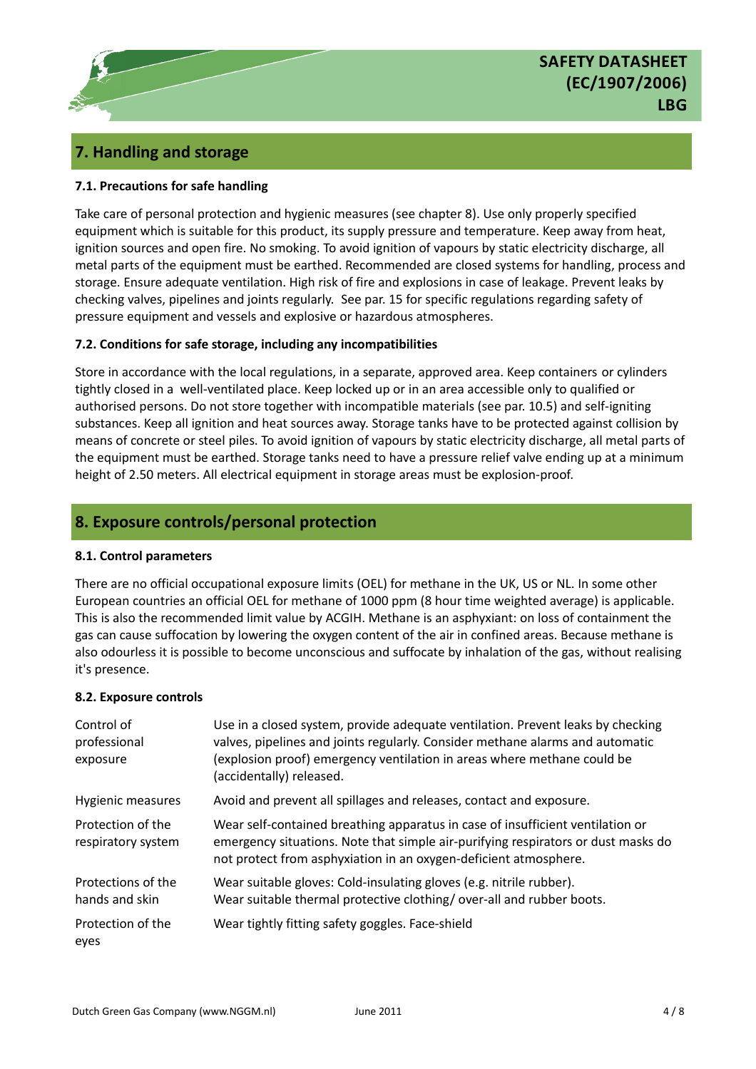## 7. Handling and storage

### 7.1. Precautions for safe handling

Take care of personal protection and hygienic measures (see chapter 8). Use only properly specified equipment which is suitable for this product, its supply pressure and temperature. Keep away from heat, ignition sources and open fire. No smoking. To avoid ignition of vapours by static electricity discharge, all metal parts of the equipment must be earthed. Recommended are closed systems for handling, process and storage. Ensure adequate ventilation. High risk of fire and explosions in case of leakage. Prevent leaks by checking valves, pipelines and joints regularly. See par. 15 for specific regulations regarding safety of pressure equipment and vessels and explosive or hazardous atmospheres.

### 7.2. Conditions for safe storage, including any incompatibilities

Store in accordance with the local regulations, in a separate, approved area. Keep containers or cylinders tightly closed in a well-ventilated place. Keep locked up or in an area accessible only to qualified or authorised persons. Do not store together with incompatible materials (see par. 10.5) and self-igniting substances. Keep all ignition and heat sources away. Storage tanks have to be protected against collision by means of concrete or steel piles. To avoid ignition of vapours by static electricity discharge, all metal parts of the equipment must be earthed. Storage tanks need to have a pressure relief valve ending up at a minimum height of 2.50 meters. All electrical equipment in storage areas must be explosion-proof.

## 8. Exposure controls/personal protection

### 8.1. Control parameters

There are no official occupational exposure limits (OEL) for methane in the UK, US or NL. In some other European countries an official OEL for methane of 1000 ppm (8 hour time weighted average) is applicable. This is also the recommended limit value by ACGIH. Methane is an asphyxiant: on loss of containment the gas can cause suffocation by lowering the oxygen content of the air in confined areas. Because methane is also odourless it is possible to become unconscious and suffocate by inhalation of the gas, without realising it's presence.

### 8.2. Exposure controls

| | |
|---|---|
| Control of professional exposure | Use in a closed system, provide adequate ventilation. Prevent leaks by checking valves, pipelines and joints regularly. Consider methane alarms and automatic (explosion proof) emergency ventilation in areas where methane could be (accidentally) released. |
| Hygienic measures | Avoid and prevent all spillages and releases, contact and exposure. |
| Protection of the respiratory system | Wear self-contained breathing apparatus in case of insufficient ventilation or emergency situations. Note that simple air-purifying respirators or dust masks do not protect from asphyxiation in an oxygen-deficient atmosphere. |
| Protections of the hands and skin | Wear suitable gloves: Cold-insulating gloves (e.g. nitrile rubber). Wear suitable thermal protective clothing/ over-all and rubber boots. |
| Protection of the eyes | Wear tightly fitting safety goggles. Face-shield |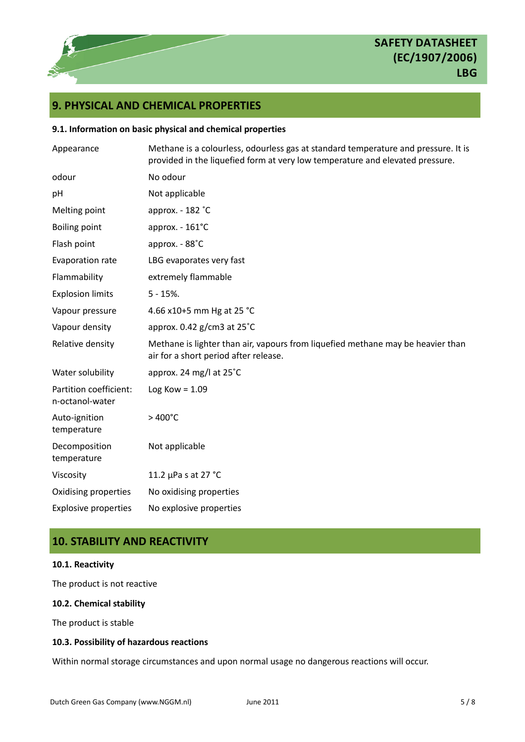## 9. PHYSICAL AND CHEMICAL PROPERTIES

### 9.1. Information on basic physical and chemical properties

| | |
|---|---|
| Appearance | Methane is a colourless, odourless gas at standard temperature and pressure. It is provided in the liquefied form at very low temperature and elevated pressure. |
| odour | No odour |
| pH | Not applicable |
| Melting point | approx. - 182 ˚C |
| Boiling point | approx. - 161°C |
| Flash point | approx. - 88˚C |
| Evaporation rate | LBG evaporates very fast |
| Flammability | extremely flammable |
| Explosion limits | 5 - 15%. |
| Vapour pressure | 4.66 x10+5 mm Hg at 25 °C |
| Vapour density | approx. 0.42 g/cm3 at 25˚C |
| Relative density | Methane is lighter than air, vapours from liquefied methane may be heavier than air for a short period after release. |
| Water solubility | approx. 24 mg/l at 25˚C |
| Partition coefficient: n-octanol-water | Log Kow = 1.09 |
| Auto-ignition temperature | > 400°C |
| Decomposition temperature | Not applicable |
| Viscosity | 11.2 µPa s at 27 °C |
| Oxidising properties | No oxidising properties |
| Explosive properties | No explosive properties |

## 10. STABILITY AND REACTIVITY

### 10.1. Reactivity

The product is not reactive

### 10.2. Chemical stability

The product is stable

### 10.3. Possibility of hazardous reactions

Within normal storage circumstances and upon normal usage no dangerous reactions will occur.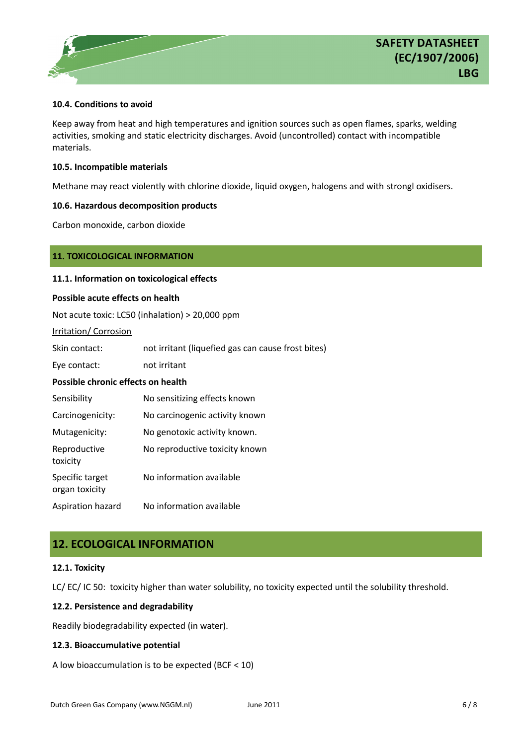### 10.4. Conditions to avoid

Keep away from heat and high temperatures and ignition sources such as open flames, sparks, welding activities, smoking and static electricity discharges. Avoid (uncontrolled) contact with incompatible materials.

### 10.5. Incompatible materials

Methane may react violently with chlorine dioxide, liquid oxygen, halogens and with strongl oxidisers.

### 10.6. Hazardous decomposition products

Carbon monoxide, carbon dioxide

## 11. TOXICOLOGICAL INFORMATION

### 11.1. Information on toxicological effects

**Possible acute effects on health**

Not acute toxic: LC50 (inhalation) > 20,000 ppm

Irritation/ Corrosion

| | |
|---|---|
| Skin contact: | not irritant (liquefied gas can cause frost bites) |
| Eye contact: | not irritant |

**Possible chronic effects on health**

| | |
|---|---|
| Sensibility | No sensitizing effects known |
| Carcinogenicity: | No carcinogenic activity known |
| Mutagenicity: | No genotoxic activity known. |
| Reproductive toxicity | No reproductive toxicity known |
| Specific target organ toxicity | No information available |
| Aspiration hazard | No information available |

## 12. ECOLOGICAL INFORMATION

### 12.1. Toxicity

LC/ EC/ IC 50: toxicity higher than water solubility, no toxicity expected until the solubility threshold.

### 12.2. Persistence and degradability

Readily biodegradability expected (in water).

### 12.3. Bioaccumulative potential

A low bioaccumulation is to be expected (BCF < 10)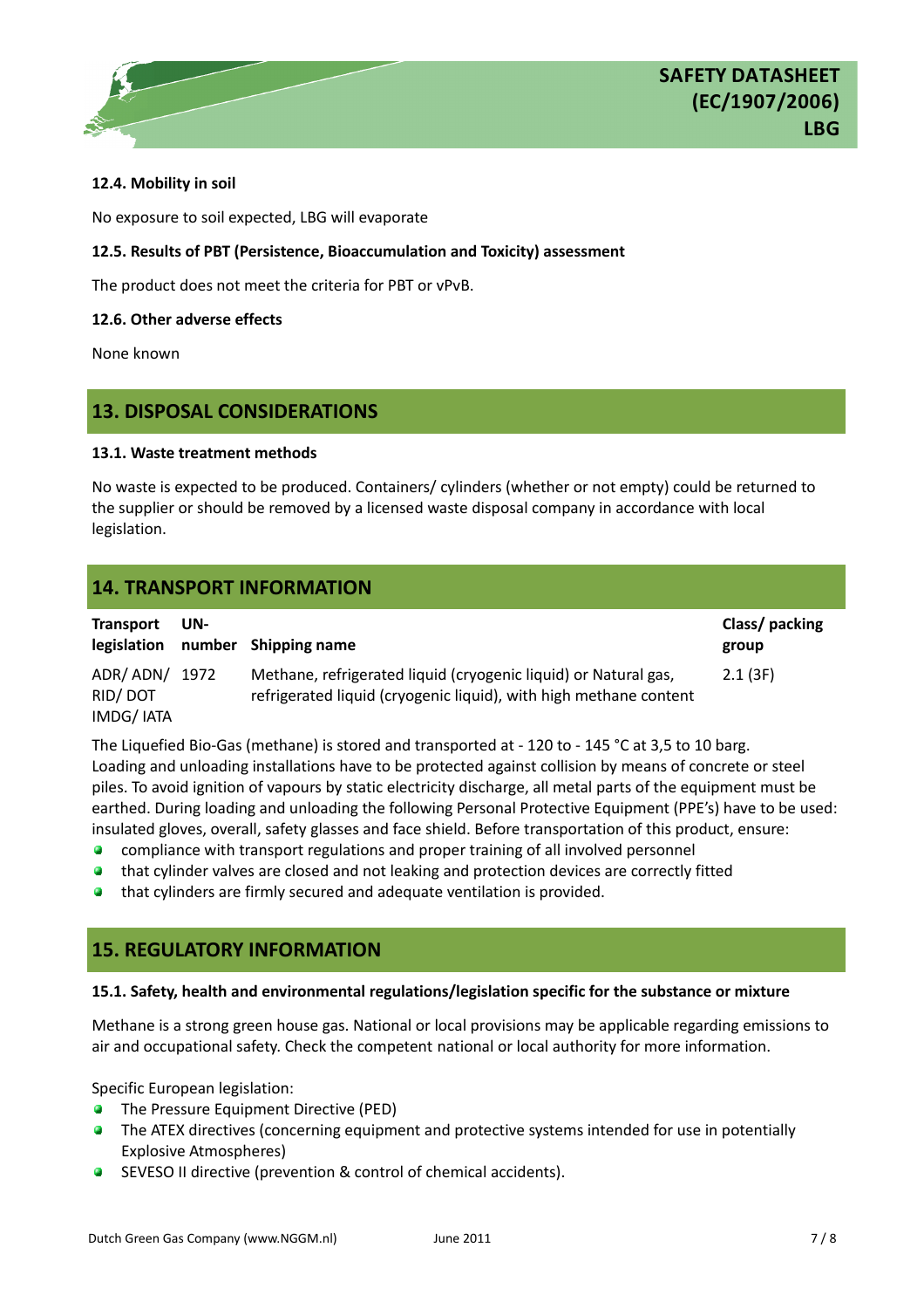#### 12.4. Mobility in soil

No exposure to soil expected, LBG will evaporate

#### 12.5. Results of PBT (Persistence, Bioaccumulation and Toxicity) assessment

The product does not meet the criteria for PBT or vPvB.

#### 12.6. Other adverse effects

None known

## 13. DISPOSAL CONSIDERATIONS

#### 13.1. Waste treatment methods

No waste is expected to be produced. Containers/ cylinders (whether or not empty) could be returned to the supplier or should be removed by a licensed waste disposal company in accordance with local legislation.

## 14. TRANSPORT INFORMATION

| Transport legislation | UN-number | Shipping name | Class/ packing group |
|---|---|---|---|
| ADR/ ADN/ RID/ DOT IMDG/ IATA | 1972 | Methane, refrigerated liquid (cryogenic liquid) or Natural gas, refrigerated liquid (cryogenic liquid), with high methane content | 2.1 (3F) |

The Liquefied Bio-Gas (methane) is stored and transported at - 120 to - 145 °C at 3,5 to 10 barg. Loading and unloading installations have to be protected against collision by means of concrete or steel piles. To avoid ignition of vapours by static electricity discharge, all metal parts of the equipment must be earthed. During loading and unloading the following Personal Protective Equipment (PPE's) have to be used: insulated gloves, overall, safety glasses and face shield. Before transportation of this product, ensure:

- compliance with transport regulations and proper training of all involved personnel
- that cylinder valves are closed and not leaking and protection devices are correctly fitted
- that cylinders are firmly secured and adequate ventilation is provided.

## 15. REGULATORY INFORMATION

#### 15.1. Safety, health and environmental regulations/legislation specific for the substance or mixture

Methane is a strong green house gas. National or local provisions may be applicable regarding emissions to air and occupational safety. Check the competent national or local authority for more information.

Specific European legislation:

- The Pressure Equipment Directive (PED)
- The ATEX directives (concerning equipment and protective systems intended for use in potentially Explosive Atmospheres)
- SEVESO II directive (prevention & control of chemical accidents).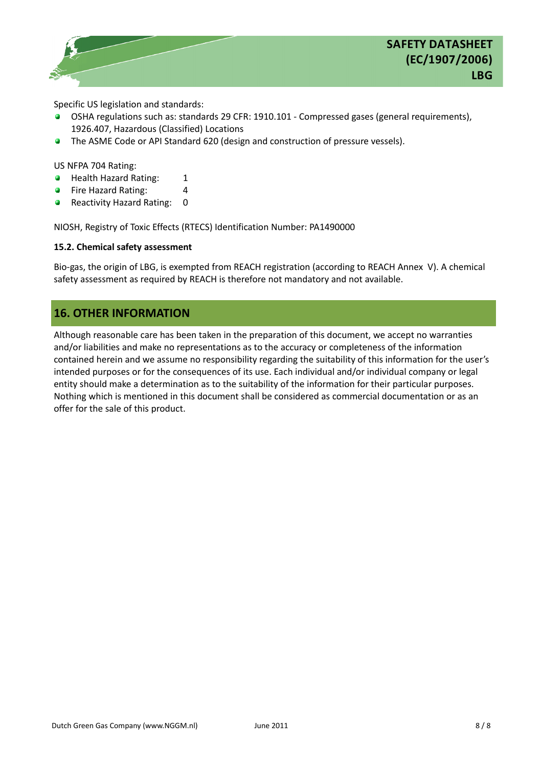Specific US legislation and standards:

- OSHA regulations such as: standards 29 CFR: 1910.101 - Compressed gases (general requirements), 1926.407, Hazardous (Classified) Locations
- The ASME Code or API Standard 620 (design and construction of pressure vessels).

US NFPA 704 Rating:

- Health Hazard Rating: 1
- Fire Hazard Rating: 4
- Reactivity Hazard Rating: 0

NIOSH, Registry of Toxic Effects (RTECS) Identification Number: PA1490000

### 15.2. Chemical safety assessment

Bio-gas, the origin of LBG, is exempted from REACH registration (according to REACH Annex V). A chemical safety assessment as required by REACH is therefore not mandatory and not available.

## 16. OTHER INFORMATION

Although reasonable care has been taken in the preparation of this document, we accept no warranties and/or liabilities and make no representations as to the accuracy or completeness of the information contained herein and we assume no responsibility regarding the suitability of this information for the user's intended purposes or for the consequences of its use. Each individual and/or individual company or legal entity should make a determination as to the suitability of the information for their particular purposes. Nothing which is mentioned in this document shall be considered as commercial documentation or as an offer for the sale of this product.